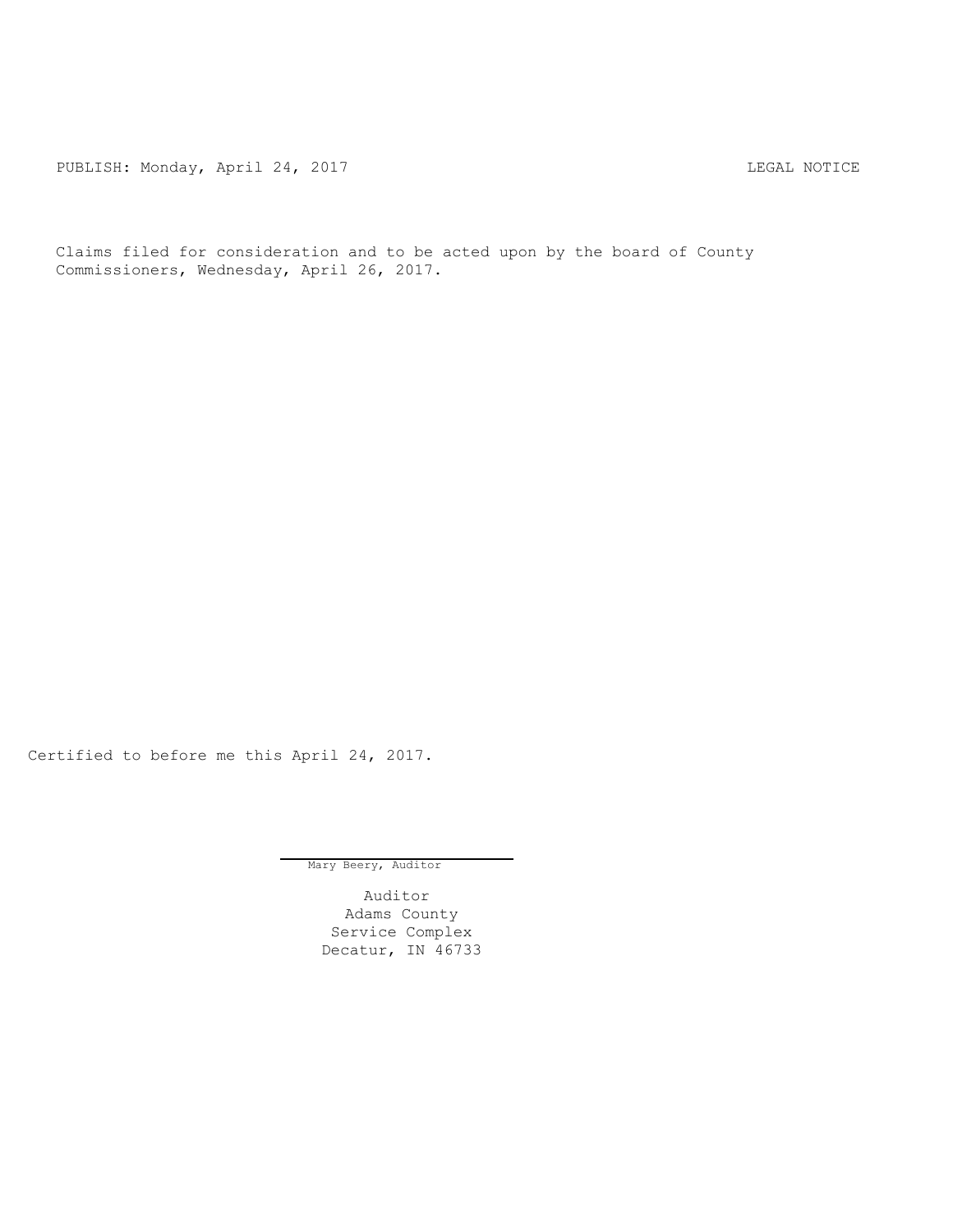PUBLISH: Monday, April 24, 2017 LEGAL NOTICE

Claims filed for consideration and to be acted upon by the board of County Commissioners, Wednesday, April 26, 2017.

Certified to before me this April 24, 2017.

Mary Beery, Auditor

Auditor
Adams County
Service Complex
Decatur, IN 46733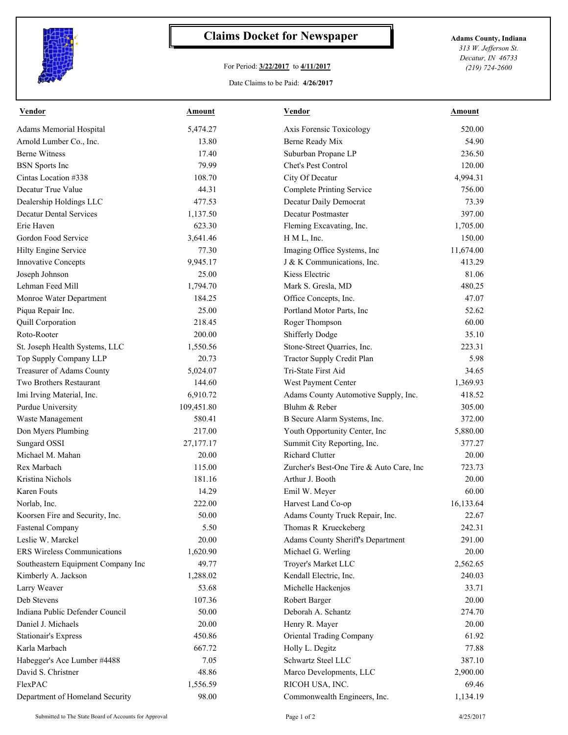# Claims Docket for Newspaper

For Period: **3/22/2017** to **4/11/2017**

Date Claims to be Paid: **4/26/2017**

**Adams County, Indiana**
*313 W. Jefferson St.*
*Decatur, IN 46733*
*(219) 724-2600*

| Vendor | Amount | Vendor | Amount |
|---|---|---|---|
| Adams Memorial Hospital | 5,474.27 | Axis Forensic Toxicology | 520.00 |
| Arnold Lumber Co., Inc. | 13.80 | Berne Ready Mix | 54.90 |
| Berne Witness | 17.40 | Suburban Propane LP | 236.50 |
| BSN Sports Inc | 79.99 | Chet's Pest Control | 120.00 |
| Cintas Location #338 | 108.70 | City Of Decatur | 4,994.31 |
| Decatur True Value | 44.31 | Complete Printing Service | 756.00 |
| Dealership Holdings LLC | 477.53 | Decatur Daily Democrat | 73.39 |
| Decatur Dental Services | 1,137.50 | Decatur Postmaster | 397.00 |
| Erie Haven | 623.30 | Fleming Excavating, Inc. | 1,705.00 |
| Gordon Food Service | 3,641.46 | H M L, Inc. | 150.00 |
| Hilty Engine Service | 77.30 | Imaging Office Systems, Inc | 11,674.00 |
| Innovative Concepts | 9,945.17 | J & K Communications, Inc. | 413.29 |
| Joseph Johnson | 25.00 | Kiess Electric | 81.06 |
| Lehman Feed Mill | 1,794.70 | Mark S. Gresla, MD | 480.25 |
| Monroe Water Department | 184.25 | Office Concepts, Inc. | 47.07 |
| Piqua Repair Inc. | 25.00 | Portland Motor Parts, Inc | 52.62 |
| Quill Corporation | 218.45 | Roger Thompson | 60.00 |
| Roto-Rooter | 200.00 | Shifferly Dodge | 35.10 |
| St. Joseph Health Systems, LLC | 1,550.56 | Stone-Street Quarries, Inc. | 223.31 |
| Top Supply Company LLP | 20.73 | Tractor Supply Credit Plan | 5.98 |
| Treasurer of Adams County | 5,024.07 | Tri-State First Aid | 34.65 |
| Two Brothers Restaurant | 144.60 | West Payment Center | 1,369.93 |
| Imi Irving Material, Inc. | 6,910.72 | Adams County Automotive Supply, Inc. | 418.52 |
| Purdue University | 109,451.80 | Bluhm & Reber | 305.00 |
| Waste Management | 580.41 | B Secure Alarm Systems, Inc. | 372.00 |
| Don Myers Plumbing | 217.00 | Youth Opportunity Center, Inc | 5,880.00 |
| Sungard OSSI | 27,177.17 | Summit City Reporting, Inc. | 377.27 |
| Michael M. Mahan | 20.00 | Richard Clutter | 20.00 |
| Rex Marbach | 115.00 | Zurcher's Best-One Tire & Auto Care, Inc | 723.73 |
| Kristina Nichols | 181.16 | Arthur J. Booth | 20.00 |
| Karen Fouts | 14.29 | Emil W. Meyer | 60.00 |
| Norlab, Inc. | 222.00 | Harvest Land Co-op | 16,133.64 |
| Koorsen Fire and Security, Inc. | 50.00 | Adams County Truck Repair, Inc. | 22.67 |
| Fastenal Company | 5.50 | Thomas R Krueckeberg | 242.31 |
| Leslie W. Marckel | 20.00 | Adams County Sheriff's Department | 291.00 |
| ERS Wireless Communications | 1,620.90 | Michael G. Werling | 20.00 |
| Southeastern Equipment Company Inc | 49.77 | Troyer's Market LLC | 2,562.65 |
| Kimberly A. Jackson | 1,288.02 | Kendall Electric, Inc. | 240.03 |
| Larry Weaver | 53.68 | Michelle Hackenjos | 33.71 |
| Deb Stevens | 107.36 | Robert Barger | 20.00 |
| Indiana Public Defender Council | 50.00 | Deborah A. Schantz | 274.70 |
| Daniel J. Michaels | 20.00 | Henry R. Mayer | 20.00 |
| Stationair's Express | 450.86 | Oriental Trading Company | 61.92 |
| Karla Marbach | 667.72 | Holly L. Degitz | 77.88 |
| Habegger's Ace Lumber #4488 | 7.05 | Schwartz Steel LLC | 387.10 |
| David S. Christner | 48.86 | Marco Developments, LLC | 2,900.00 |
| FlexPAC | 1,556.59 | RICOH USA, INC. | 69.46 |
| Department of Homeland Security | 98.00 | Commonwealth Engineers, Inc. | 1,134.19 |

Submitted to The State Board of Accounts for Approval

4/25/2017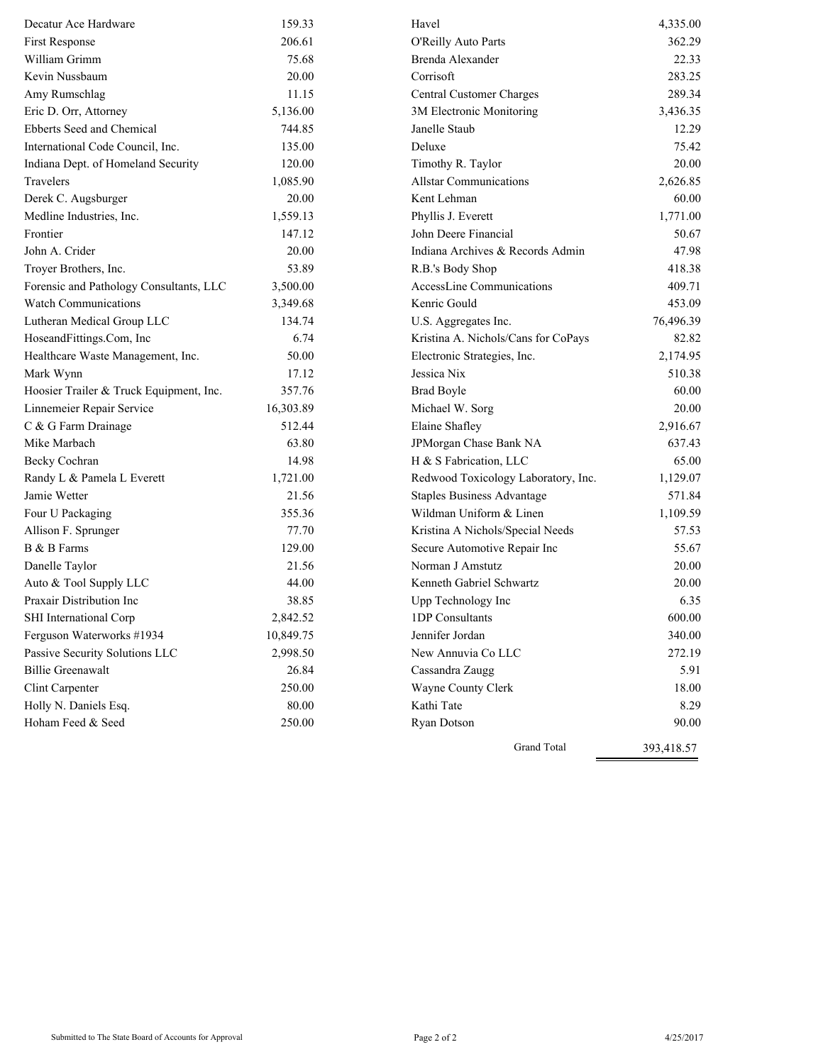| | |
|---|---|
| Decatur Ace Hardware | 159.33 |
| First Response | 206.61 |
| William Grimm | 75.68 |
| Kevin Nussbaum | 20.00 |
| Amy Rumschlag | 11.15 |
| Eric D. Orr, Attorney | 5,136.00 |
| Ebberts Seed and Chemical | 744.85 |
| International Code Council, Inc. | 135.00 |
| Indiana Dept. of Homeland Security | 120.00 |
| Travelers | 1,085.90 |
| Derek C. Augsburger | 20.00 |
| Medline Industries, Inc. | 1,559.13 |
| Frontier | 147.12 |
| John A. Crider | 20.00 |
| Troyer Brothers, Inc. | 53.89 |
| Forensic and Pathology Consultants, LLC | 3,500.00 |
| Watch Communications | 3,349.68 |
| Lutheran Medical Group LLC | 134.74 |
| HoseandFittings.Com, Inc | 6.74 |
| Healthcare Waste Management, Inc. | 50.00 |
| Mark Wynn | 17.12 |
| Hoosier Trailer & Truck Equipment, Inc. | 357.76 |
| Linnemeier Repair Service | 16,303.89 |
| C & G Farm Drainage | 512.44 |
| Mike Marbach | 63.80 |
| Becky Cochran | 14.98 |
| Randy L & Pamela L Everett | 1,721.00 |
| Jamie Wetter | 21.56 |
| Four U Packaging | 355.36 |
| Allison F. Sprunger | 77.70 |
| B & B Farms | 129.00 |
| Danelle Taylor | 21.56 |
| Auto & Tool Supply LLC | 44.00 |
| Praxair Distribution Inc | 38.85 |
| SHI International Corp | 2,842.52 |
| Ferguson Waterworks #1934 | 10,849.75 |
| Passive Security Solutions LLC | 2,998.50 |
| Billie Greenawalt | 26.84 |
| Clint Carpenter | 250.00 |
| Holly N. Daniels Esq. | 80.00 |
| Hoham Feed & Seed | 250.00 |
| Havel | 4,335.00 |
| O'Reilly Auto Parts | 362.29 |
| Brenda Alexander | 22.33 |
| Corrisoft | 283.25 |
| Central Customer Charges | 289.34 |
| 3M Electronic Monitoring | 3,436.35 |
| Janelle Staub | 12.29 |
| Deluxe | 75.42 |
| Timothy R. Taylor | 20.00 |
| Allstar Communications | 2,626.85 |
| Kent Lehman | 60.00 |
| Phyllis J. Everett | 1,771.00 |
| John Deere Financial | 50.67 |
| Indiana Archives & Records Admin | 47.98 |
| R.B.'s Body Shop | 418.38 |
| AccessLine Communications | 409.71 |
| Kenric Gould | 453.09 |
| U.S. Aggregates Inc. | 76,496.39 |
| Kristina A. Nichols/Cans for CoPays | 82.82 |
| Electronic Strategies, Inc. | 2,174.95 |
| Jessica Nix | 510.38 |
| Brad Boyle | 60.00 |
| Michael W. Sorg | 20.00 |
| Elaine Shafley | 2,916.67 |
| JPMorgan Chase Bank NA | 637.43 |
| H & S Fabrication, LLC | 65.00 |
| Redwood Toxicology Laboratory, Inc. | 1,129.07 |
| Staples Business Advantage | 571.84 |
| Wildman Uniform & Linen | 1,109.59 |
| Kristina A Nichols/Special Needs | 57.53 |
| Secure Automotive Repair Inc | 55.67 |
| Norman J Amstutz | 20.00 |
| Kenneth Gabriel Schwartz | 20.00 |
| Upp Technology Inc | 6.35 |
| 1DP Consultants | 600.00 |
| Jennifer Jordan | 340.00 |
| New Annuvia Co LLC | 272.19 |
| Cassandra Zaugg | 5.91 |
| Wayne County Clerk | 18.00 |
| Kathi Tate | 8.29 |
| Ryan Dotson | 90.00 |
| Grand Total | 393,418.57 |

Submitted to The State Board of Accounts for Approval

4/25/2017